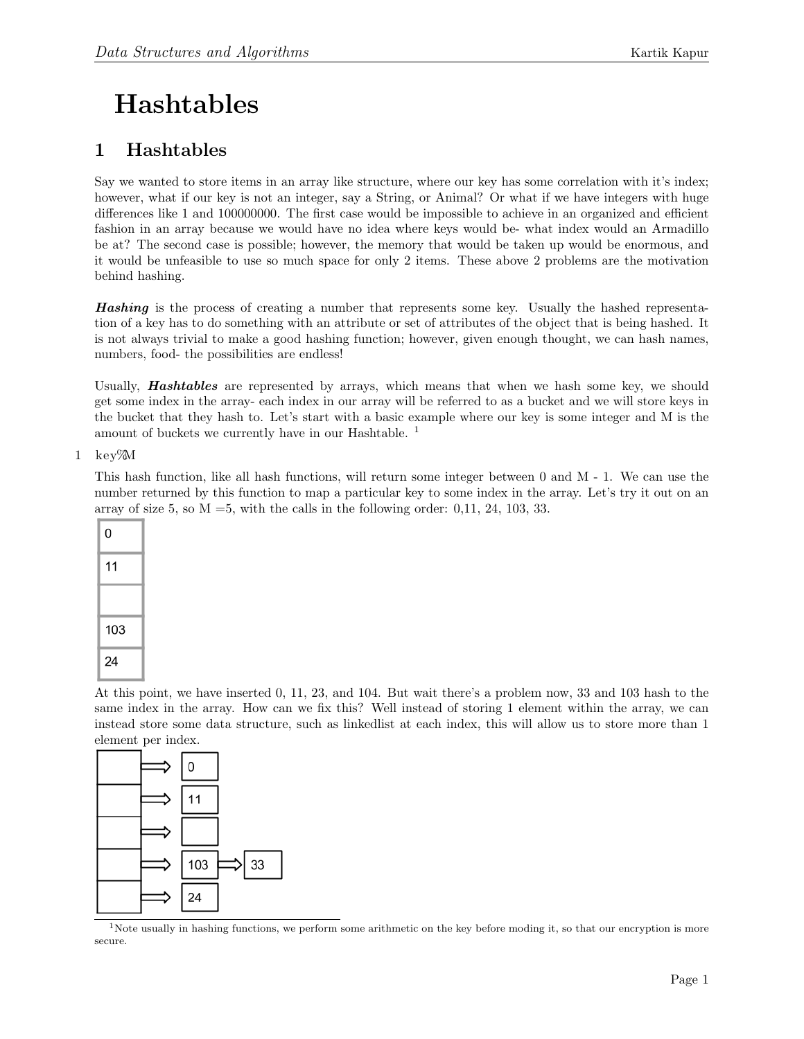# Hashtables

## 1 Hashtables

Say we wanted to store items in an array like structure, where our key has some correlation with it's index; however, what if our key is not an integer, say a String, or Animal? Or what if we have integers with huge differences like 1 and 100000000. The first case would be impossible to achieve in an organized and efficient fashion in an array because we would have no idea where keys would be- what index would an Armadillo be at? The second case is possible; however, the memory that would be taken up would be enormous, and it would be unfeasible to use so much space for only 2 items. These above 2 problems are the motivation behind hashing.

***Hashing*** is the process of creating a number that represents some key. Usually the hashed representation of a key has to do something with an attribute or set of attributes of the object that is being hashed. It is not always trivial to make a good hashing function; however, given enough thought, we can hash names, numbers, food- the possibilities are endless!

Usually, ***Hashtables*** are represented by arrays, which means that when we hash some key, we should get some index in the array- each index in our array will be referred to as a bucket and we will store keys in the bucket that they hash to. Let's start with a basic example where our key is some integer and M is the amount of buckets we currently have in our Hashtable. [1]

```
1 key%M
```

This hash function, like all hash functions, will return some integer between 0 and M - 1. We can use the number returned by this function to map a particular key to some index in the array. Let's try it out on an array of size 5, so M =5, with the calls in the following order: 0,11, 24, 103, 33.

| |
|---|
| 0 |
| 11 |
| |
| 103 |
| 24 |

At this point, we have inserted 0, 11, 23, and 104. But wait there's a problem now, 33 and 103 hash to the same index in the array. How can we fix this? Well instead of storing 1 element within the array, we can instead store some data structure, such as linkedlist at each index, this will allow us to store more than 1 element per index.

| Bucket | Chain |
|---|---|
| 0 | 0 |
| 1 | 11 |
| 2 | |
| 3 | 103 → 33 |
| 4 | 24 |

[1] Note usually in hashing functions, we perform some arithmetic on the key before moding it, so that our encryption is more secure.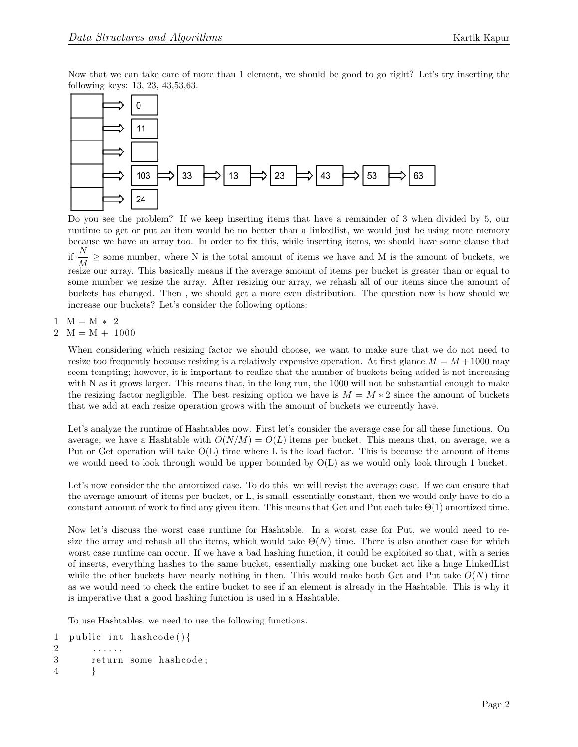Now that we can take care of more than 1 element, we should be good to go right? Let's try inserting the following keys: 13, 23, 43,53,63.

Do you see the problem? If we keep inserting items that have a remainder of 3 when divided by 5, our runtime to get or put an item would be no better than a linkedlist, we would just be using more memory because we have an array too. In order to fix this, while inserting items, we should have some clause that if $\frac{N}{M} \geq$ some number, where N is the total amount of items we have and M is the amount of buckets, we resize our array. This basically means if the average amount of items per bucket is greater than or equal to some number we resize the array. After resizing our array, we rehash all of our items since the amount of buckets has changed. Then , we should get a more even distribution. The question now is how should we increase our buckets? Let's consider the following options:

```
1 M = M * 2
2 M = M + 1000
```

When considering which resizing factor we should choose, we want to make sure that we do not need to resize too frequently because resizing is a relatively expensive operation. At first glance $M = M + 1000$ may seem tempting; however, it is important to realize that the number of buckets being added is not increasing with N as it grows larger. This means that, in the long run, the 1000 will not be substantial enough to make the resizing factor negligible. The best resizing option we have is $M = M * 2$ since the amount of buckets that we add at each resize operation grows with the amount of buckets we currently have.

Let's analyze the runtime of Hashtables now. First let's consider the average case for all these functions. On average, we have a Hashtable with $O(N/M) = O(L)$ items per bucket. This means that, on average, we a Put or Get operation will take O(L) time where L is the load factor. This is because the amount of items we would need to look through would be upper bounded by O(L) as we would only look through 1 bucket.

Let's now consider the the amortized case. To do this, we will revist the average case. If we can ensure that the average amount of items per bucket, or L, is small, essentially constant, then we would only have to do a constant amount of work to find any given item. This means that Get and Put each take $\Theta(1)$ amortized time.

Now let's discuss the worst case runtime for Hashtable. In a worst case for Put, we would need to resize the array and rehash all the items, which would take $\Theta(N)$ time. There is also another case for which worst case runtime can occur. If we have a bad hashing function, it could be exploited so that, with a series of inserts, everything hashes to the same bucket, essentially making one bucket act like a huge LinkedList while the other buckets have nearly nothing in then. This would make both Get and Put take $O(N)$ time as we would need to check the entire bucket to see if an element is already in the Hashtable. This is why it is imperative that a good hashing function is used in a Hashtable.

To use Hashtables, we need to use the following functions.

```
1 public int hashcode(){
2     ......
3     return some hashcode;
4     }
```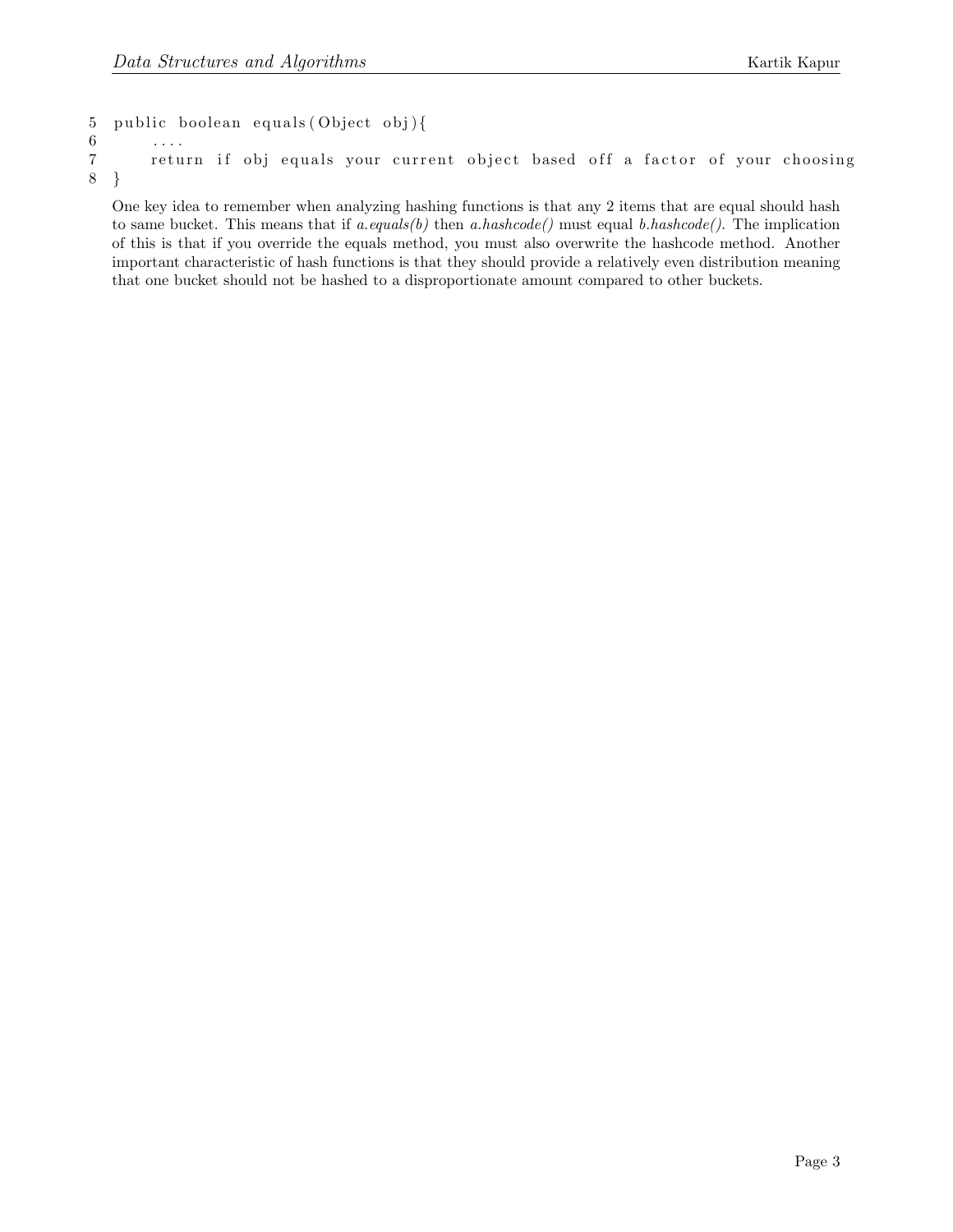```
5 public boolean equals(Object obj){
6     ....
7     return if obj equals your current object based off a factor of your choosing
8 }
```

One key idea to remember when analyzing hashing functions is that any 2 items that are equal should hash to same bucket. This means that if *a.equals(b)* then *a.hashcode()* must equal *b.hashcode()*. The implication of this is that if you override the equals method, you must also overwrite the hashcode method. Another important characteristic of hash functions is that they should provide a relatively even distribution meaning that one bucket should not be hashed to a disproportionate amount compared to other buckets.